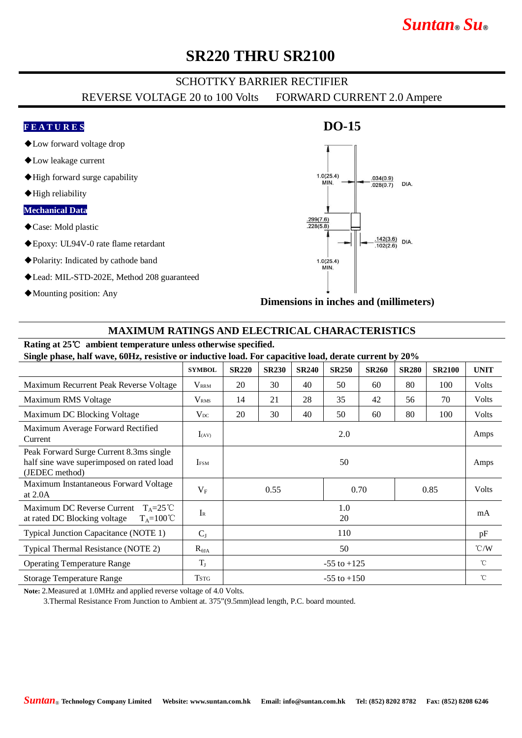# SR220 THRU SR2100

SCHOTTKY BARRIER RECTIFIER

REVERSE VOLTAGE 20 to 100 Volts FORWARD CURRENT 2.0 Ampere

**FEATURES**

- ◆Low forward voltage drop
- ◆Low leakage current
- ◆High forward surge capability
- ◆High reliability

**Mechanical Data**

- ◆Case: Mold plastic
- ◆Epoxy: UL94V-0 rate flame retardant
- ◆Polarity: Indicated by cathode band
- ◆Lead: MIL-STD-202E, Method 208 guaranteed
- ◆Mounting position: Any

**DO-15**

1.0(25.4) MIN.

.034(0.9) .028(0.7) DIA.

.299(7.6) .228(5.8)

.142(3.6) .102(2.6) DIA.

1.0(25.4) MIN.

**Dimensions in inches and (millimeters)**

## MAXIMUM RATINGS AND ELECTRICAL CHARACTERISTICS

**Rating at 25℃ ambient temperature unless otherwise specified.**

**Single phase, half wave, 60Hz, resistive or inductive load. For capacitive load, derate current by 20%**

| | SYMBOL | SR220 | SR230 | SR240 | SR250 | SR260 | SR280 | SR2100 | UNIT |
|---|---|---|---|---|---|---|---|---|---|
| Maximum Recurrent Peak Reverse Voltage | $V_{RRM}$ | 20 | 30 | 40 | 50 | 60 | 80 | 100 | Volts |
| Maximum RMS Voltage | $V_{RMS}$ | 14 | 21 | 28 | 35 | 42 | 56 | 70 | Volts |
| Maximum DC Blocking Voltage | $V_{DC}$ | 20 | 30 | 40 | 50 | 60 | 80 | 100 | Volts |
| Maximum Average Forward Rectified Current | $I_{(AV)}$ | 2.0 | | | | | | | Amps |
| Peak Forward Surge Current 8.3ms single half sine wave superimposed on rated load (JEDEC method) | $I_{FSM}$ | 50 | | | | | | | Amps |
| Maximum Instantaneous Forward Voltage at 2.0A | $V_F$ | 0.55 | | 0.70 | | 0.85 | | | Volts |
| Maximum DC Reverse Current $T_A$=25℃ at rated DC Blocking voltage $T_A$=100℃ | $I_R$ | 1.0<br>20 | | | | | | | mA |
| Typical Junction Capacitance (NOTE 1) | $C_J$ | 110 | | | | | | | pF |
| Typical Thermal Resistance (NOTE 2) | $R_{θJA}$ | 50 | | | | | | | ℃/W |
| Operating Temperature Range | $T_J$ | -55 to +125 | | | | | | | ℃ |
| Storage Temperature Range | $T_{STG}$ | -55 to +150 | | | | | | | ℃ |

**Note:** 2.Measured at 1.0MHz and applied reverse voltage of 4.0 Volts.

3.Thermal Resistance From Junction to Ambient at. 375”(9.5mm)lead length, P.C. board mounted.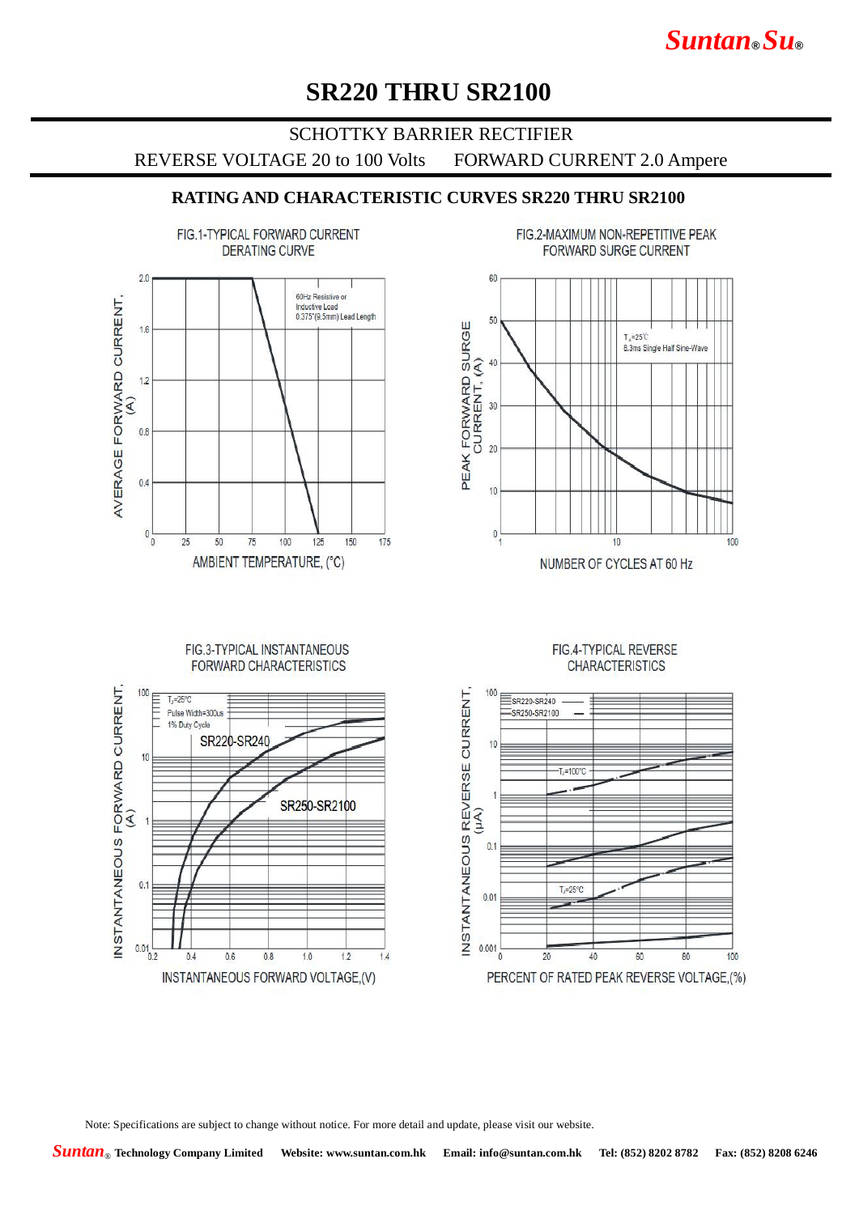# SR220 THRU SR2100

SCHOTTKY BARRIER RECTIFIER

REVERSE VOLTAGE 20 to 100 Volts FORWARD CURRENT 2.0 Ampere

## RATING AND CHARACTERISTIC CURVES SR220 THRU SR2100

FIG.1-TYPICAL FORWARD CURRENT DERATING CURVE

AVERAGE FORWARD CURRENT, (A)

2.0
1.6
1.2
0.8
0.4
0

0 25 50 75 100 125 150 175

60Hz Resistive or Inductive Load 0.375"(9.5mm) Lead Length

AMBIENT TEMPERATURE, (°C)

FIG.2-MAXIMUM NON-REPETITIVE PEAK FORWARD SURGE CURRENT

PEAK FORWARD SURGE CURRENT, (A)

60
50
40
30
20
10
0

1 10 100

$T_J$=25℃
8.3ms Single Half Sine-Wave

NUMBER OF CYCLES AT 60 Hz

FIG.3-TYPICAL INSTANTANEOUS FORWARD CHARACTERISTICS

INSTANTANEOUS FORWARD CURRENT, (A)

100
10
1
0.1
0.01

0.2 0.4 0.6 0.8 1.0 1.2 1.4

$T_J$=25℃
Pulse Width=300us
1% Duty Cycle

SR220-SR240

SR250-SR2100

INSTANTANEOUS FORWARD VOLTAGE,(V)

FIG.4-TYPICAL REVERSE CHARACTERISTICS

INSTANTANEOUS REVERSE CURRENT, (μA)

100
10
1
0.1
0.01
0.001

0 20 40 60 80 100

SR220-SR240
SR250-SR2100

$T_J$=100℃

$T_J$=25℃

PERCENT OF RATED PEAK REVERSE VOLTAGE,(%)

Note: Specifications are subject to change without notice. For more detail and update, please visit our website.

**Suntan® Technology Company Limited  Website: www.suntan.com.hk  Email: info@suntan.com.hk  Tel: (852) 8202 8782  Fax: (852) 8208 6246**